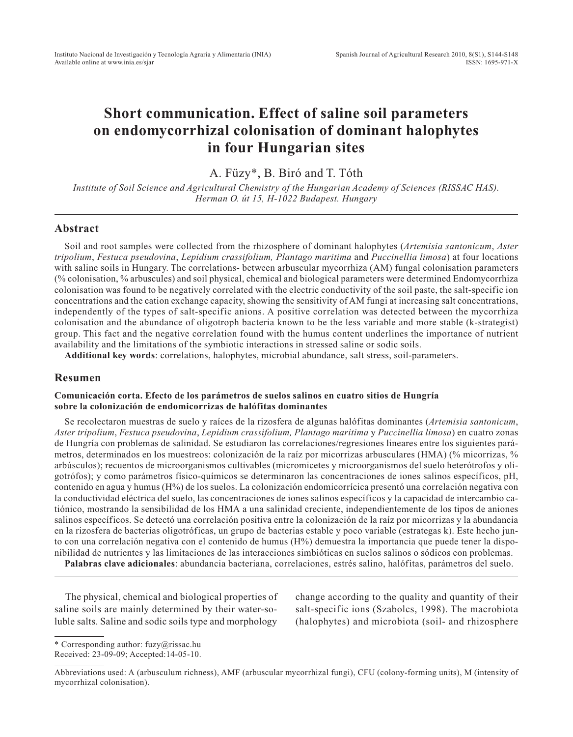# Short communication. Effect of saline soil parameters on endomycorrhizal colonisation of dominant halophytes in four Hungarian sites

A. Füzy*, B. Biró and T. Tóth

*Institute of Soil Science and Agricultural Chemistry of the Hungarian Academy of Sciences (RISSAC HAS). Herman O. út 15, H-1022 Budapest. Hungary*

## Abstract

Soil and root samples were collected from the rhizosphere of dominant halophytes (*Artemisia santonicum*, *Aster tripolium*, *Festuca pseudovina*, *Lepidium crassifolium, Plantago maritima* and *Puccinellia limosa*) at four locations with saline soils in Hungary. The correlations- between arbuscular mycorrhiza (AM) fungal colonisation parameters (% colonisation, % arbuscules) and soil physical, chemical and biological parameters were determined Endomycorrhiza colonisation was found to be negatively correlated with the electric conductivity of the soil paste, the salt-specific ion concentrations and the cation exchange capacity, showing the sensitivity of AM fungi at increasing salt concentrations, independently of the types of salt-specific anions. A positive correlation was detected between the mycorrhiza colonisation and the abundance of oligotroph bacteria known to be the less variable and more stable (k-strategist) group. This fact and the negative correlation found with the humus content underlines the importance of nutrient availability and the limitations of the symbiotic interactions in stressed saline or sodic soils.

**Additional key words**: correlations, halophytes, microbial abundance, salt stress, soil-parameters.

## Resumen

### Comunicación corta. Efecto de los parámetros de suelos salinos en cuatro sitios de Hungría sobre la colonización de endomicorrizas de halófitas dominantes

Se recolectaron muestras de suelo y raíces de la rizosfera de algunas halófitas dominantes (*Artemisia santonicum*, *Aster tripolium*, *Festuca pseudovina*, *Lepidium crassifolium, Plantago maritima* y *Puccinellia limosa*) en cuatro zonas de Hungría con problemas de salinidad. Se estudiaron las correlaciones/regresiones lineares entre los siguientes parámetros, determinados en los muestreos: colonización de la raíz por micorrizas arbusculares (HMA) (% micorrizas, % arbúsculos); recuentos de microorganismos cultivables (micromicetes y microorganismos del suelo heterótrofos y oligotrófos); y como parámetros físico-químicos se determinaron las concentraciones de iones salinos específicos, pH, contenido en agua y humus (H%) de los suelos. La colonización endomicorrícica presentó una correlación negativa con la conductividad eléctrica del suelo, las concentraciones de iones salinos específicos y la capacidad de intercambio catiónico, mostrando la sensibilidad de los HMA a una salinidad creciente, independientemente de los tipos de aniones salinos específicos. Se detectó una correlación positiva entre la colonización de la raíz por micorrizas y la abundancia en la rizosfera de bacterias oligotróficas, un grupo de bacterias estable y poco variable (estrategas k). Este hecho junto con una correlación negativa con el contenido de humus (H%) demuestra la importancia que puede tener la disponibilidad de nutrientes y las limitaciones de las interacciones simbióticas en suelos salinos o sódicos con problemas.

**Palabras clave adicionales**: abundancia bacteriana, correlaciones, estrés salino, halófitas, parámetros del suelo.

The physical, chemical and biological properties of saline soils are mainly determined by their water-soluble salts. Saline and sodic soils type and morphology change according to the quality and quantity of their salt-specific ions (Szabolcs, 1998). The macrobiota (halophytes) and microbiota (soil- and rhizosphere

* Corresponding author: fuzy@rissac.hu
Received: 23-09-09; Accepted:14-05-10.

Abbreviations used: A (arbusculum richness), AMF (arbuscular mycorrhizal fungi), CFU (colony-forming units), M (intensity of mycorrhizal colonisation).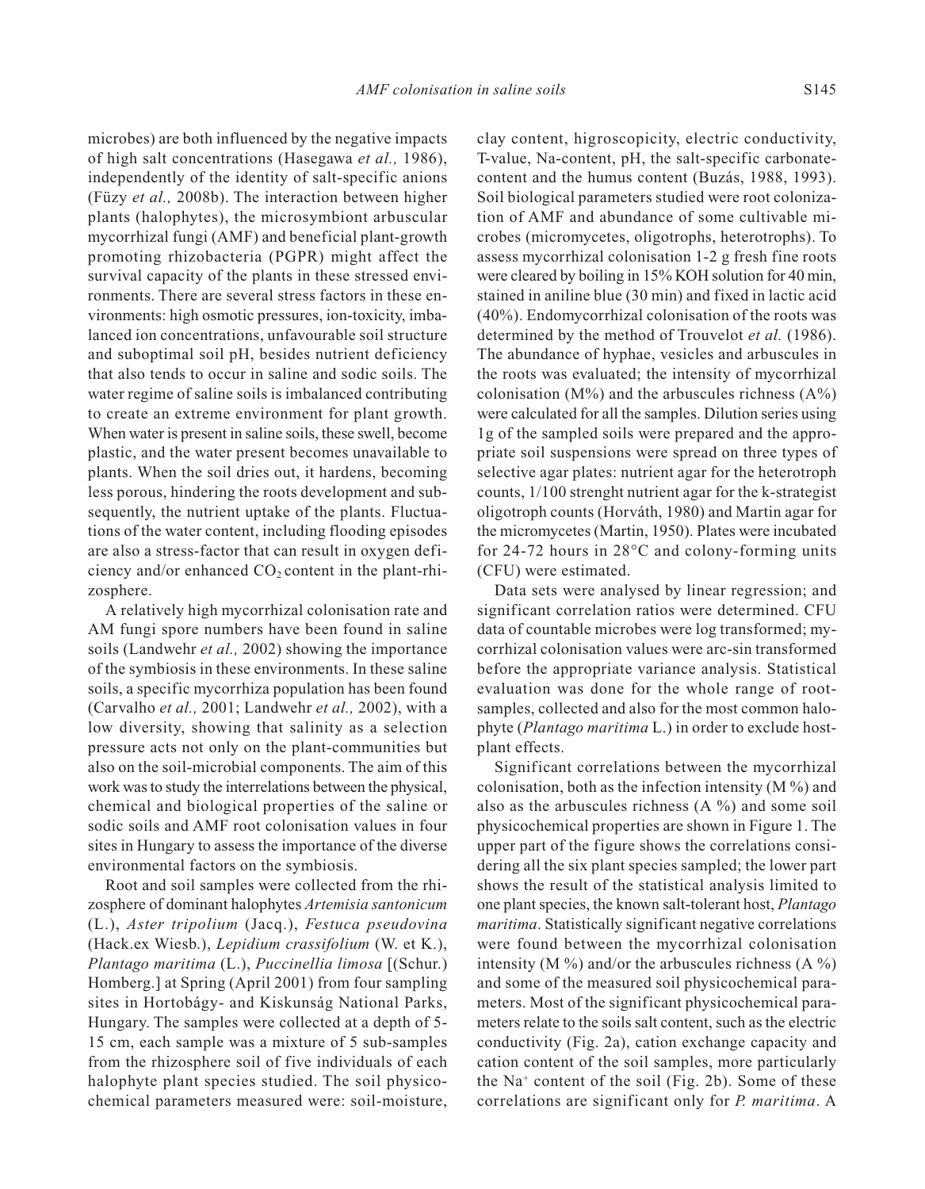microbes) are both influenced by the negative impacts of high salt concentrations (Hasegawa *et al.,* 1986), independently of the identity of salt-specific anions (Füzy *et al.,* 2008b). The interaction between higher plants (halophytes), the microsymbiont arbuscular mycorrhizal fungi (AMF) and beneficial plant-growth promoting rhizobacteria (PGPR) might affect the survival capacity of the plants in these stressed environments. There are several stress factors in these environments: high osmotic pressures, ion-toxicity, imbalanced ion concentrations, unfavourable soil structure and suboptimal soil pH, besides nutrient deficiency that also tends to occur in saline and sodic soils. The water regime of saline soils is imbalanced contributing to create an extreme environment for plant growth. When water is present in saline soils, these swell, become plastic, and the water present becomes unavailable to plants. When the soil dries out, it hardens, becoming less porous, hindering the roots development and subsequently, the nutrient uptake of the plants. Fluctuations of the water content, including flooding episodes are also a stress-factor that can result in oxygen deficiency and/or enhanced $CO_2$ content in the plant-rhizosphere.

A relatively high mycorrhizal colonisation rate and AM fungi spore numbers have been found in saline soils (Landwehr *et al.,* 2002) showing the importance of the symbiosis in these environments. In these saline soils, a specific mycorrhiza population has been found (Carvalho *et al.,* 2001; Landwehr *et al.,* 2002), with a low diversity, showing that salinity as a selection pressure acts not only on the plant-communities but also on the soil-microbial components. The aim of this work was to study the interrelations between the physical, chemical and biological properties of the saline or sodic soils and AMF root colonisation values in four sites in Hungary to assess the importance of the diverse environmental factors on the symbiosis.

Root and soil samples were collected from the rhizosphere of dominant halophytes *Artemisia santonicum* (L.), *Aster tripolium* (Jacq.), *Festuca pseudovina* (Hack.ex Wiesb.), *Lepidium crassifolium* (W. et K.), *Plantago maritima* (L.), *Puccinellia limosa* [(Schur.) Homberg.] at Spring (April 2001) from four sampling sites in Hortobágy- and Kiskunság National Parks, Hungary. The samples were collected at a depth of 5-15 cm, each sample was a mixture of 5 sub-samples from the rhizosphere soil of five individuals of each halophyte plant species studied. The soil physicochemical parameters measured were: soil-moisture, clay content, higroscopicity, electric conductivity, T-value, Na-content, pH, the salt-specific carbonate-content and the humus content (Buzás, 1988, 1993). Soil biological parameters studied were root colonization of AMF and abundance of some cultivable microbes (micromycetes, oligotrophs, heterotrophs). To assess mycorrhizal colonisation 1-2 g fresh fine roots were cleared by boiling in 15% KOH solution for 40 min, stained in aniline blue (30 min) and fixed in lactic acid (40%). Endomycorrhizal colonisation of the roots was determined by the method of Trouvelot *et al.* (1986). The abundance of hyphae, vesicles and arbuscules in the roots was evaluated; the intensity of mycorrhizal colonisation (M%) and the arbuscules richness (A%) were calculated for all the samples. Dilution series using 1g of the sampled soils were prepared and the appropriate soil suspensions were spread on three types of selective agar plates: nutrient agar for the heterotroph counts, 1/100 strenght nutrient agar for the k-strategist oligotroph counts (Horváth, 1980) and Martin agar for the micromycetes (Martin, 1950). Plates were incubated for 24-72 hours in 28°C and colony-forming units (CFU) were estimated.

Data sets were analysed by linear regression; and significant correlation ratios were determined. CFU data of countable microbes were log transformed; mycorrhizal colonisation values were arc-sin transformed before the appropriate variance analysis. Statistical evaluation was done for the whole range of root-samples, collected and also for the most common halophyte (*Plantago maritima* L.) in order to exclude host-plant effects.

Significant correlations between the mycorrhizal colonisation, both as the infection intensity (M %) and also as the arbuscules richness (A %) and some soil physicochemical properties are shown in Figure 1. The upper part of the figure shows the correlations considering all the six plant species sampled; the lower part shows the result of the statistical analysis limited to one plant species, the known salt-tolerant host, *Plantago maritima*. Statistically significant negative correlations were found between the mycorrhizal colonisation intensity (M %) and/or the arbuscules richness (A %) and some of the measured soil physicochemical parameters. Most of the significant physicochemical parameters relate to the soils salt content, such as the electric conductivity (Fig. 2a), cation exchange capacity and cation content of the soil samples, more particularly the $Na^{+}$ content of the soil (Fig. 2b). Some of these correlations are significant only for *P. maritima*. A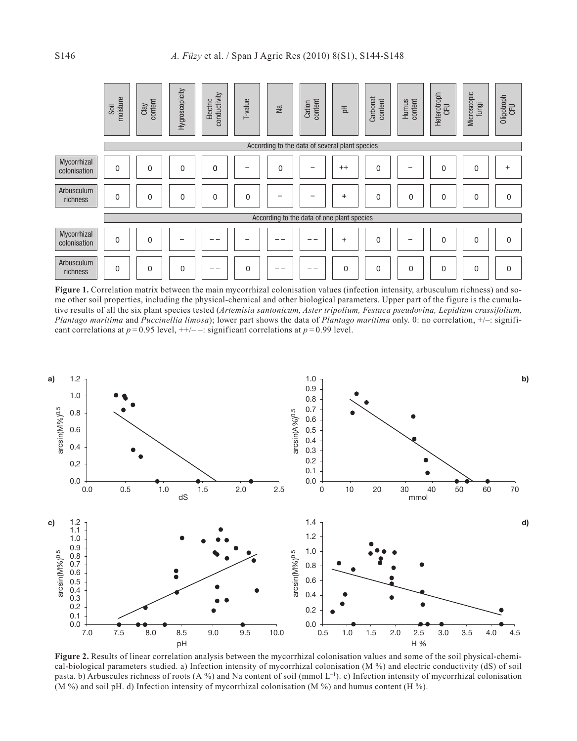| | Soil moisture | Clay content | Hygroscopicity | Electric conductivity | T-value | Na | Cation content | pH | Carbonat content | Humus content | Heterotroph CFU | Microscopic fungi | Oligotroph CFU |
|---|---|---|---|---|---|---|---|---|---|---|---|---|---|
| **According to the data of several plant species** | | | | | | | | | | | | | |
| Mycorrhizal colonisation | 0 | 0 | 0 | 0 | – | 0 | – | ++ | 0 | – | 0 | 0 | + |
| Arbusculum richness | 0 | 0 | 0 | 0 | 0 | – | – | + | 0 | 0 | 0 | 0 | 0 |
| **According to the data of one plant species** | | | | | | | | | | | | | |
| Mycorrhizal colonisation | 0 | 0 | – | – – | – | – – | – – | + | 0 | – | 0 | 0 | 0 |
| Arbusculum richness | 0 | 0 | 0 | – – | 0 | – – | – – | 0 | 0 | 0 | 0 | 0 | 0 |

**Figure 1.** Correlation matrix between the main mycorrhizal colonisation values (infection intensity, arbusculum richness) and some other soil properties, including the physical-chemical and other biological parameters. Upper part of the figure is the cumulative results of all the six plant species tested (*Artemisia santonicum, Aster tripolium, Festuca pseudovina, Lepidium crassifolium, Plantago maritima* and *Puccinellia limosa*); lower part shows the data of *Plantago maritima* only. 0: no correlation, +/–: significant correlations at $p = 0.95$ level, ++/– –: significant correlations at $p = 0.99$ level.

**Figure 2.** Results of linear correlation analysis between the mycorrhizal colonisation values and some of the soil physical-chemical-biological parameters studied. a) Infection intensity of mycorrhizal colonisation (M %) and electric conductivity (dS) of soil pasta. b) Arbuscules richness of roots (A %) and Na content of soil (mmol $L^{-1}$). c) Infection intensity of mycorrhizal colonisation (M %) and soil pH. d) Infection intensity of mycorrhizal colonisation (M %) and humus content (H %).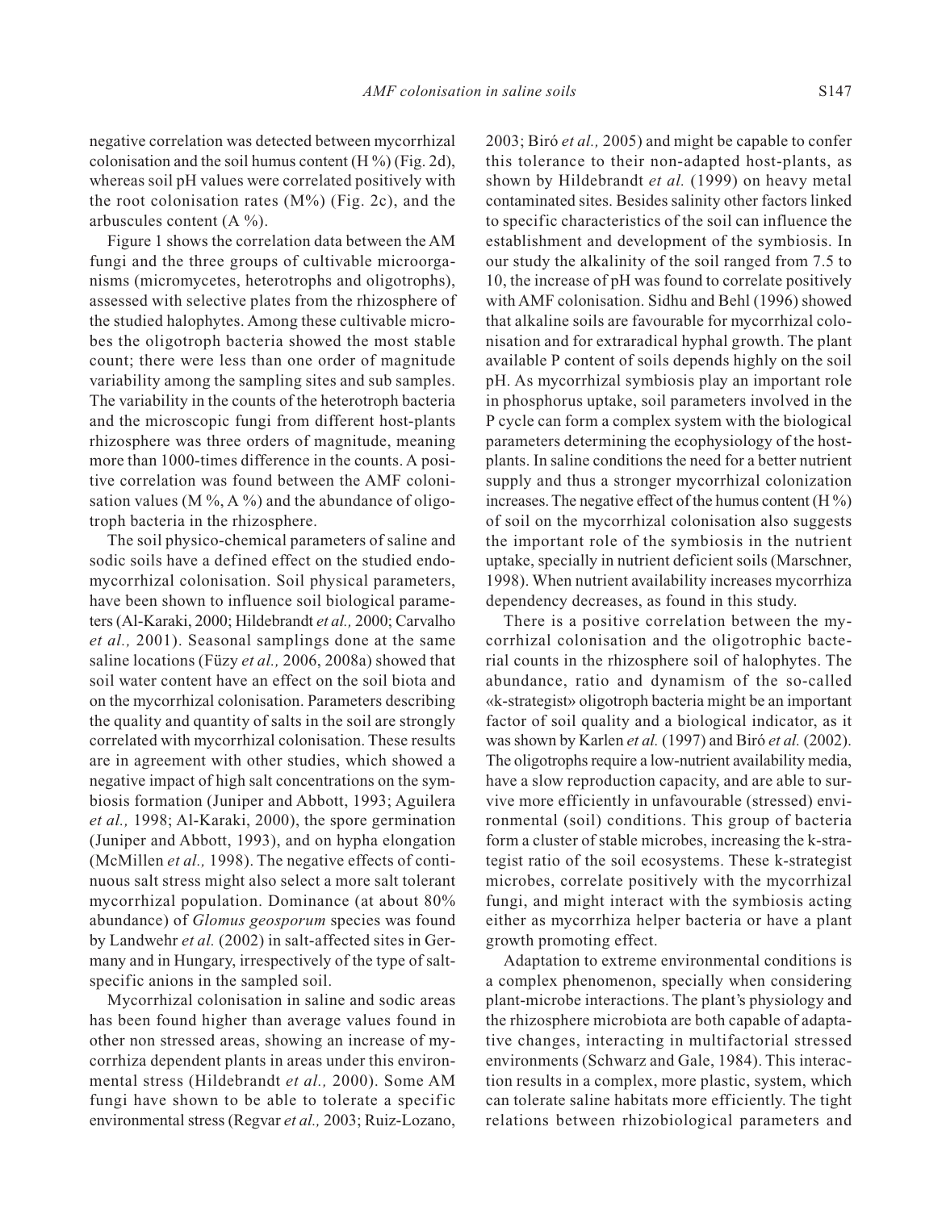negative correlation was detected between mycorrhizal colonisation and the soil humus content (H %) (Fig. 2d), whereas soil pH values were correlated positively with the root colonisation rates (M%) (Fig. 2c), and the arbuscules content (A %).

Figure 1 shows the correlation data between the AM fungi and the three groups of cultivable microorganisms (micromycetes, heterotrophs and oligotrophs), assessed with selective plates from the rhizosphere of the studied halophytes. Among these cultivable microbes the oligotroph bacteria showed the most stable count; there were less than one order of magnitude variability among the sampling sites and sub samples. The variability in the counts of the heterotroph bacteria and the microscopic fungi from different host-plants rhizosphere was three orders of magnitude, meaning more than 1000-times difference in the counts. A positive correlation was found between the AMF colonisation values (M %, A %) and the abundance of oligotroph bacteria in the rhizosphere.

The soil physico-chemical parameters of saline and sodic soils have a defined effect on the studied endomycorrhizal colonisation. Soil physical parameters, have been shown to influence soil biological parameters (Al-Karaki, 2000; Hildebrandt *et al.,* 2000; Carvalho *et al.,* 2001). Seasonal samplings done at the same saline locations (Füzy *et al.,* 2006, 2008a) showed that soil water content have an effect on the soil biota and on the mycorrhizal colonisation. Parameters describing the quality and quantity of salts in the soil are strongly correlated with mycorrhizal colonisation. These results are in agreement with other studies, which showed a negative impact of high salt concentrations on the symbiosis formation (Juniper and Abbott, 1993; Aguilera *et al.,* 1998; Al-Karaki, 2000), the spore germination (Juniper and Abbott, 1993), and on hypha elongation (McMillen *et al.,* 1998). The negative effects of continuous salt stress might also select a more salt tolerant mycorrhizal population. Dominance (at about 80% abundance) of *Glomus geosporum* species was found by Landwehr *et al.* (2002) in salt-affected sites in Germany and in Hungary, irrespectively of the type of salt-specific anions in the sampled soil.

Mycorrhizal colonisation in saline and sodic areas has been found higher than average values found in other non stressed areas, showing an increase of mycorrhiza dependent plants in areas under this environmental stress (Hildebrandt *et al.,* 2000). Some AM fungi have shown to be able to tolerate a specific environmental stress (Regvar *et al.,* 2003; Ruiz-Lozano, 2003; Biró *et al.,* 2005) and might be capable to confer this tolerance to their non-adapted host-plants, as shown by Hildebrandt *et al.* (1999) on heavy metal contaminated sites. Besides salinity other factors linked to specific characteristics of the soil can influence the establishment and development of the symbiosis. In our study the alkalinity of the soil ranged from 7.5 to 10, the increase of pH was found to correlate positively with AMF colonisation. Sidhu and Behl (1996) showed that alkaline soils are favourable for mycorrhizal colonisation and for extraradical hyphal growth. The plant available P content of soils depends highly on the soil pH. As mycorrhizal symbiosis play an important role in phosphorus uptake, soil parameters involved in the P cycle can form a complex system with the biological parameters determining the ecophysiology of the host-plants. In saline conditions the need for a better nutrient supply and thus a stronger mycorrhizal colonization increases. The negative effect of the humus content (H %) of soil on the mycorrhizal colonisation also suggests the important role of the symbiosis in the nutrient uptake, specially in nutrient deficient soils (Marschner, 1998). When nutrient availability increases mycorrhiza dependency decreases, as found in this study.

There is a positive correlation between the mycorrhizal colonisation and the oligotrophic bacterial counts in the rhizosphere soil of halophytes. The abundance, ratio and dynamism of the so-called «k-strategist» oligotroph bacteria might be an important factor of soil quality and a biological indicator, as it was shown by Karlen *et al.* (1997) and Biró *et al.* (2002). The oligotrophs require a low-nutrient availability media, have a slow reproduction capacity, and are able to survive more efficiently in unfavourable (stressed) environmental (soil) conditions. This group of bacteria form a cluster of stable microbes, increasing the k-strategist ratio of the soil ecosystems. These k-strategist microbes, correlate positively with the mycorrhizal fungi, and might interact with the symbiosis acting either as mycorrhiza helper bacteria or have a plant growth promoting effect.

Adaptation to extreme environmental conditions is a complex phenomenon, specially when considering plant-microbe interactions. The plant's physiology and the rhizosphere microbiota are both capable of adaptative changes, interacting in multifactorial stressed environments (Schwarz and Gale, 1984). This interaction results in a complex, more plastic, system, which can tolerate saline habitats more efficiently. The tight relations between rhizobiological parameters and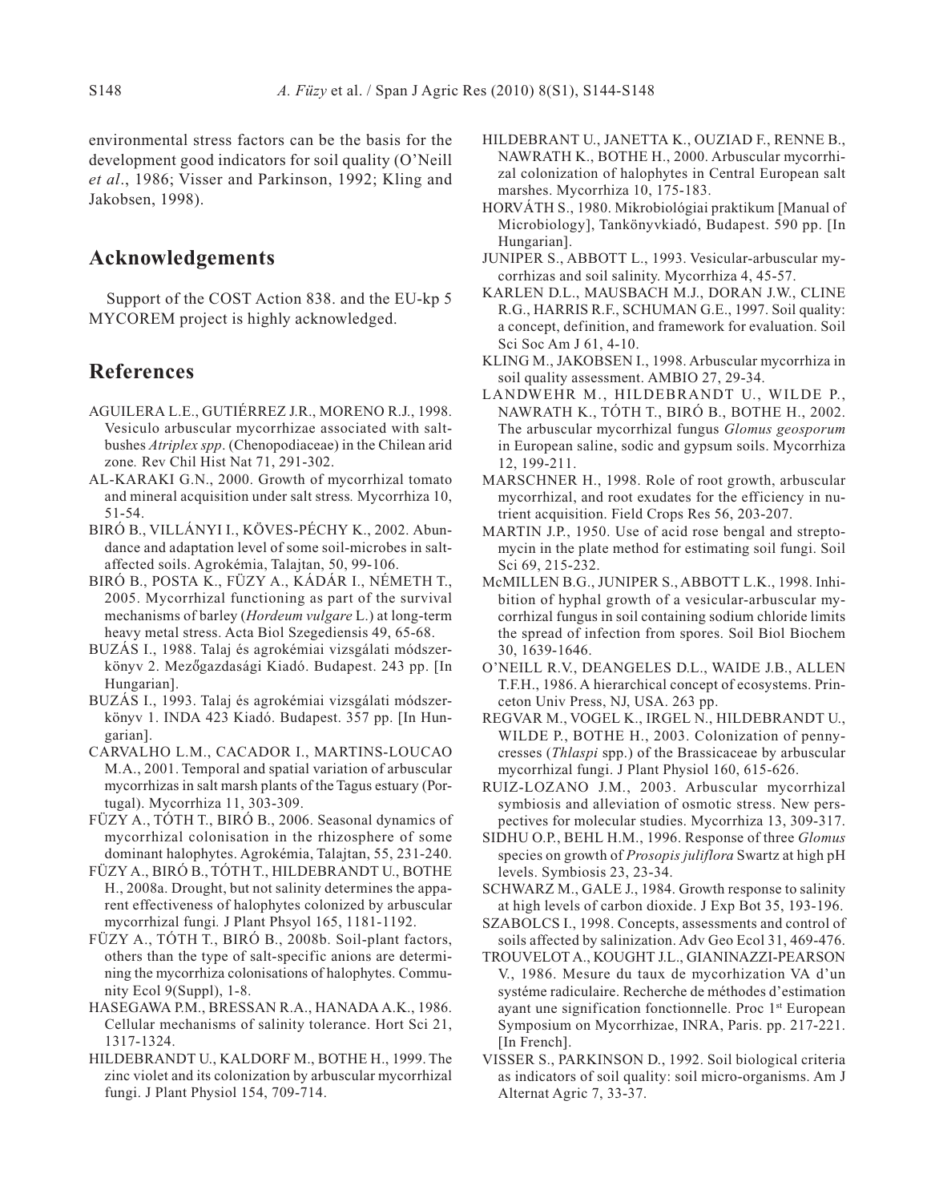environmental stress factors can be the basis for the development good indicators for soil quality (O'Neill *et al*., 1986; Visser and Parkinson, 1992; Kling and Jakobsen, 1998).

## Acknowledgements

Support of the COST Action 838. and the EU-kp 5 MYCOREM project is highly acknowledged.

## References

AGUILERA L.E., GUTIÉRREZ J.R., MORENO R.J., 1998. Vesiculo arbuscular mycorrhizae associated with saltbushes *Atriplex spp*. (Chenopodiaceae) in the Chilean arid zone. Rev Chil Hist Nat 71, 291-302.

AL-KARAKI G.N., 2000. Growth of mycorrhizal tomato and mineral acquisition under salt stress. Mycorrhiza 10, 51-54.

BIRÓ B., VILLÁNYI I., KÖVES-PÉCHY K., 2002. Abundance and adaptation level of some soil-microbes in salt-affected soils. Agrokémia, Talajtan, 50, 99-106.

BIRÓ B., POSTA K., FÜZY A., KÁDÁR I., NÉMETH T., 2005. Mycorrhizal functioning as part of the survival mechanisms of barley (*Hordeum vulgare* L.) at long-term heavy metal stress. Acta Biol Szegediensis 49, 65-68.

BUZÁS I., 1988. Talaj és agrokémiai vizsgálati módszerkönyv 2. Mezőgazdasági Kiadó. Budapest. 243 pp. [In Hungarian].

BUZÁS I., 1993. Talaj és agrokémiai vizsgálati módszerkönyv 1. INDA 423 Kiadó. Budapest. 357 pp. [In Hungarian].

CARVALHO L.M., CACADOR I., MARTINS-LOUCAO M.A., 2001. Temporal and spatial variation of arbuscular mycorrhizas in salt marsh plants of the Tagus estuary (Portugal). Mycorrhiza 11, 303-309.

FÜZY A., TÓTH T., BIRÓ B., 2006. Seasonal dynamics of mycorrhizal colonisation in the rhizosphere of some dominant halophytes. Agrokémia, Talajtan, 55, 231-240.

FÜZY A., BIRÓ B., TÓTH T., HILDEBRANDT U., BOTHE H., 2008a. Drought, but not salinity determines the apparent effectiveness of halophytes colonized by arbuscular mycorrhizal fungi. J Plant Phsyol 165, 1181-1192.

FÜZY A., TÓTH T., BIRÓ B., 2008b. Soil-plant factors, others than the type of salt-specific anions are determining the mycorrhiza colonisations of halophytes. Community Ecol 9(Suppl), 1-8.

HASEGAWA P.M., BRESSAN R.A., HANADA A.K., 1986. Cellular mechanisms of salinity tolerance. Hort Sci 21, 1317-1324.

HILDEBRANDT U., KALDORF M., BOTHE H., 1999. The zinc violet and its colonization by arbuscular mycorrhizal fungi. J Plant Physiol 154, 709-714.

HILDEBRANT U., JANETTA K., OUZIAD F., RENNE B., NAWRATH K., BOTHE H., 2000. Arbuscular mycorrhizal colonization of halophytes in Central European salt marshes. Mycorrhiza 10, 175-183.

HORVÁTH S., 1980. Mikrobiológiai praktikum [Manual of Microbiology], Tankönyvkiadó, Budapest. 590 pp. [In Hungarian].

JUNIPER S., ABBOTT L., 1993. Vesicular-arbuscular mycorrhizas and soil salinity. Mycorrhiza 4, 45-57.

KARLEN D.L., MAUSBACH M.J., DORAN J.W., CLINE R.G., HARRIS R.F., SCHUMAN G.E., 1997. Soil quality: a concept, definition, and framework for evaluation. Soil Sci Soc Am J 61, 4-10.

KLING M., JAKOBSEN I., 1998. Arbuscular mycorrhiza in soil quality assessment. AMBIO 27, 29-34.

LANDWEHR M., HILDEBRANDT U., WILDE P., NAWRATH K., TÓTH T., BIRÓ B., BOTHE H., 2002. The arbuscular mycorrhizal fungus *Glomus geosporum* in European saline, sodic and gypsum soils. Mycorrhiza 12, 199-211.

MARSCHNER H., 1998. Role of root growth, arbuscular mycorrhizal, and root exudates for the efficiency in nutrient acquisition. Field Crops Res 56, 203-207.

MARTIN J.P., 1950. Use of acid rose bengal and streptomycin in the plate method for estimating soil fungi. Soil Sci 69, 215-232.

McMILLEN B.G., JUNIPER S., ABBOTT L.K., 1998. Inhibition of hyphal growth of a vesicular-arbuscular mycorrhizal fungus in soil containing sodium chloride limits the spread of infection from spores. Soil Biol Biochem 30, 1639-1646.

O'NEILL R.V., DEANGELES D.L., WAIDE J.B., ALLEN T.F.H., 1986. A hierarchical concept of ecosystems. Princeton Univ Press, NJ, USA. 263 pp.

REGVAR M., VOGEL K., IRGEL N., HILDEBRANDT U., WILDE P., BOTHE H., 2003. Colonization of pennycresses (*Thlaspi* spp.) of the Brassicaceae by arbuscular mycorrhizal fungi. J Plant Physiol 160, 615-626.

RUIZ-LOZANO J.M., 2003. Arbuscular mycorrhizal symbiosis and alleviation of osmotic stress. New perspectives for molecular studies. Mycorrhiza 13, 309-317.

SIDHU O.P., BEHL H.M., 1996. Response of three *Glomus* species on growth of *Prosopis juliflora* Swartz at high pH levels. Symbiosis 23, 23-34.

SCHWARZ M., GALE J., 1984. Growth response to salinity at high levels of carbon dioxide. J Exp Bot 35, 193-196.

SZABOLCS I., 1998. Concepts, assessments and control of soils affected by salinization. Adv Geo Ecol 31, 469-476.

TROUVELOT A., KOUGHT J.L., GIANINAZZI-PEARSON V., 1986. Mesure du taux de mycorhization VA d'un systéme radiculaire. Recherche de méthodes d'estimation ayant une signification fonctionnelle. Proc 1st European Symposium on Mycorrhizae, INRA, Paris. pp. 217-221. [In French].

VISSER S., PARKINSON D., 1992. Soil biological criteria as indicators of soil quality: soil micro-organisms. Am J Alternat Agric 7, 33-37.